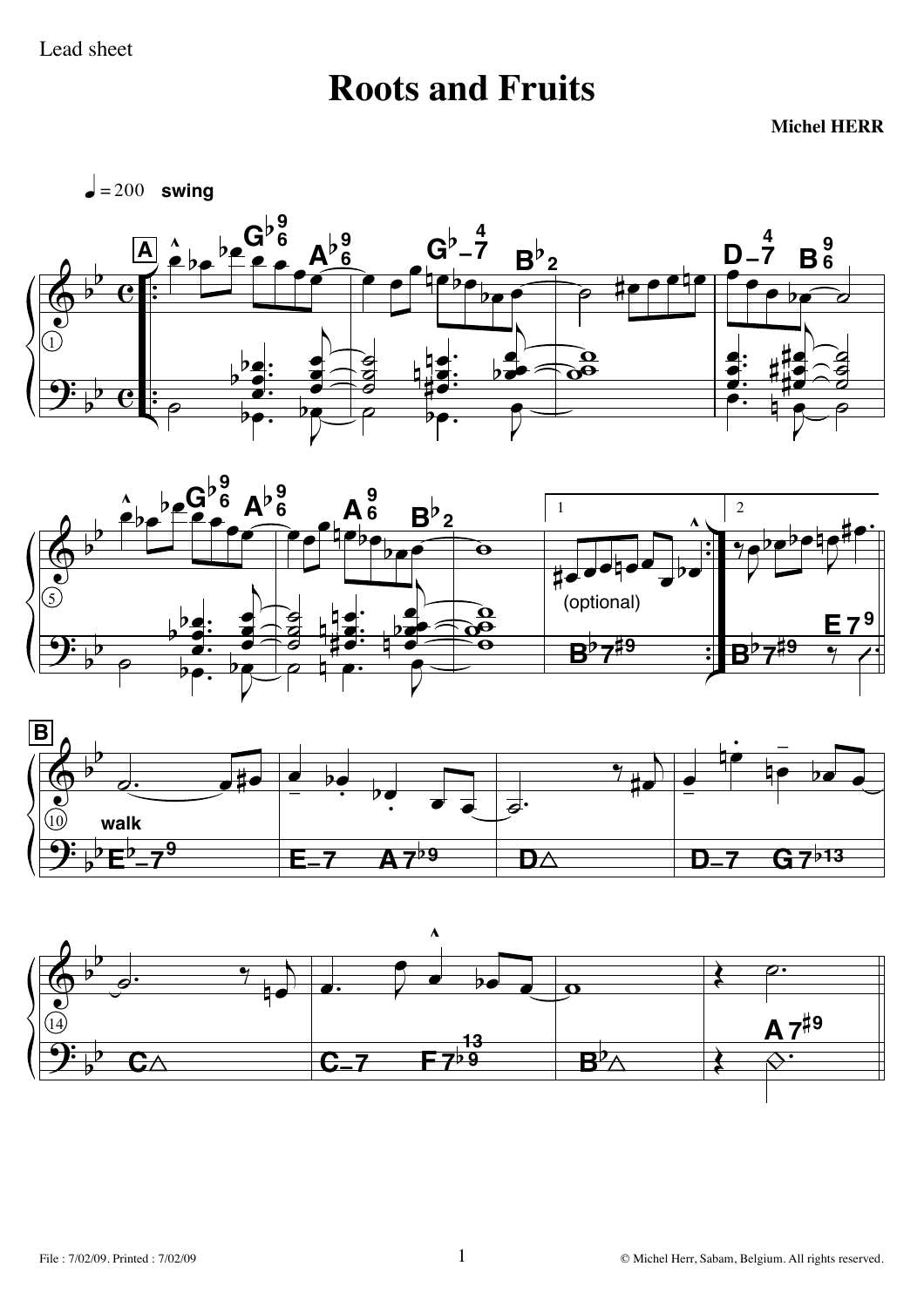Lead sheet

# Roots and Fruits

**Michel HERR**

♩ = 200 **swing**

**A**

$G\flat^{9}_{6}$ $A\flat^{9}_{6}$ $G\flat{-}7^{4}$ $B\flat_{2}$ | $D{-}7^{4}$ $B^{9}_{6}$

$G\flat^{9}_{6}$ $A\flat^{9}_{6}$ $A^{9}_{6}$ $B\flat_{2}$ | 1. $B\flat 7^{\sharp 9}$ (optional) | 2. $B\flat 7^{\sharp 9}$ $E\,7^{9}$

**B**

**walk**

$E\flat{-}7^{9}$ | $E{-}7$ $A7^{\flat 9}$ | $D\triangle$ | $D{-}7$ $G7^{\flat 13}$

$C\triangle$ | $C{-}7$ $F7^{13}_{\flat 9}$ | $B\flat\triangle$ | $A\,7^{\sharp 9}$

File : 7/02/09. Printed : 7/02/09

© Michel Herr, Sabam, Belgium. All rights reserved.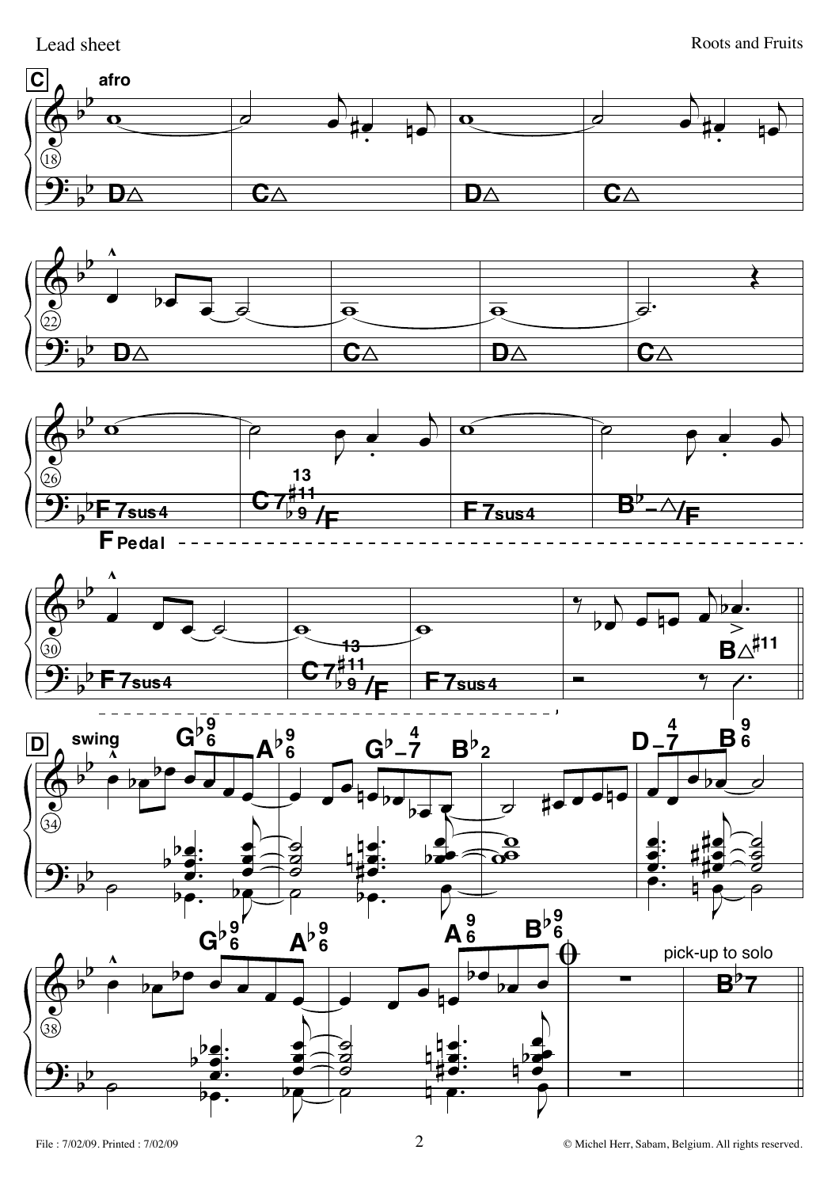C

afro

D△ C△ D△ C△

D△ C△ D△ C△

F 7sus4 C 7 13 ♯11 ♭9 /F F 7sus4 B♭–△/F

F Pedal

F 7sus4 C 7 13 ♯11 ♭9 /F F 7sus4 B△♯11

D

swing

G♭ 9 6 A♭ 9 6 G♭–7 4 B♭2 D–7 4 B 9 6

G♭ 9 6 A♭ 9 6 A 9 6 B♭ 9 6

pick-up to solo

B♭7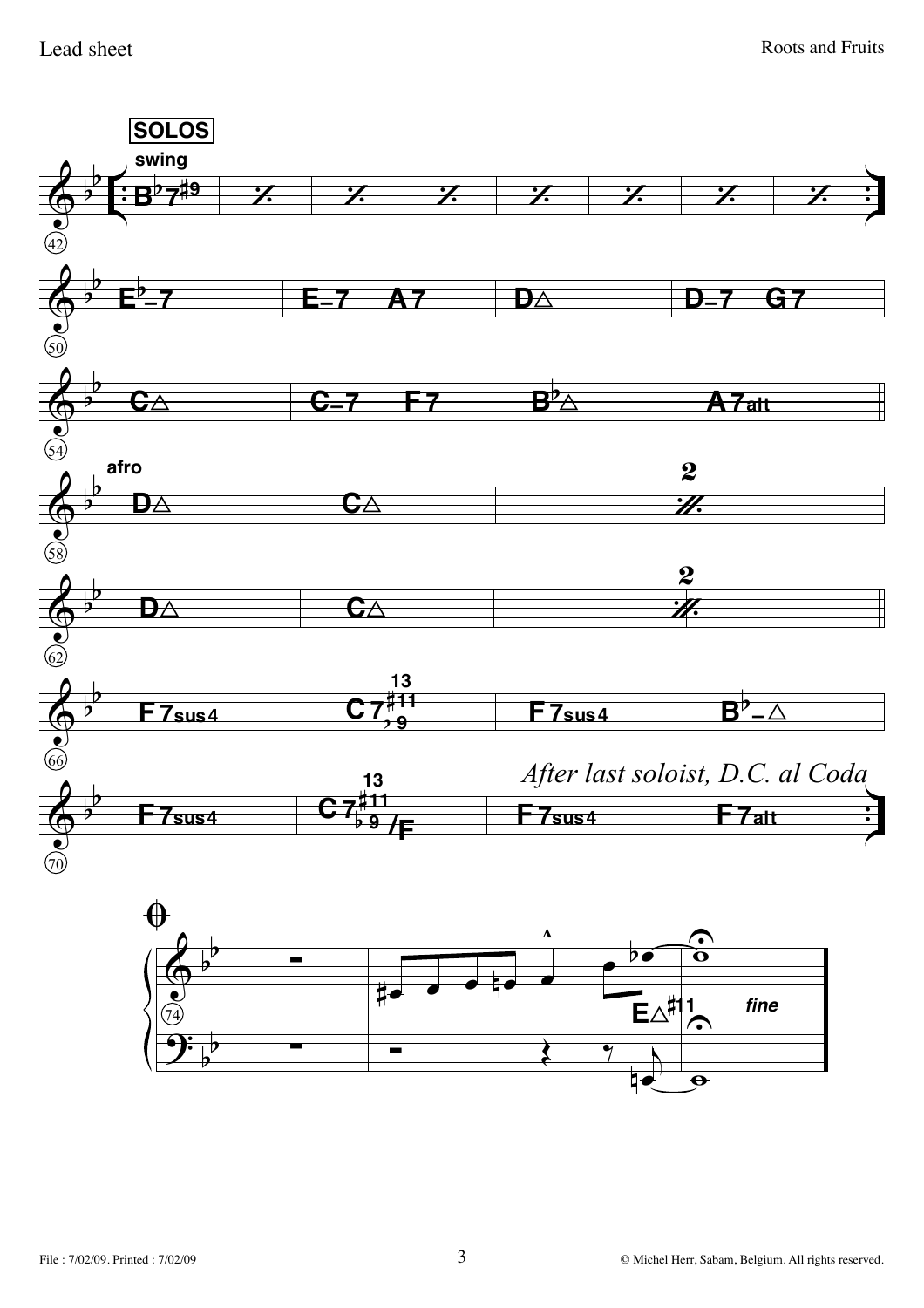**SOLOS**

swing

B♭7♯9 | % | % | % | % | % | % | % :|

E♭–7 | E–7 A7 | D△ | D–7 G7

C△ | C–7 F7 | B♭△ | A7alt

afro

D△ | C△ | 2 %

D△ | C△ | 2 %

F7sus4 | C7 ♭9 ♯11 13 | F7sus4 | B♭–△

F7sus4 | C7 ♭9 ♯11 13 /F | F7sus4 | F7alt :|

*After last soloist, D.C. al Coda*

E△♯11

*fine*